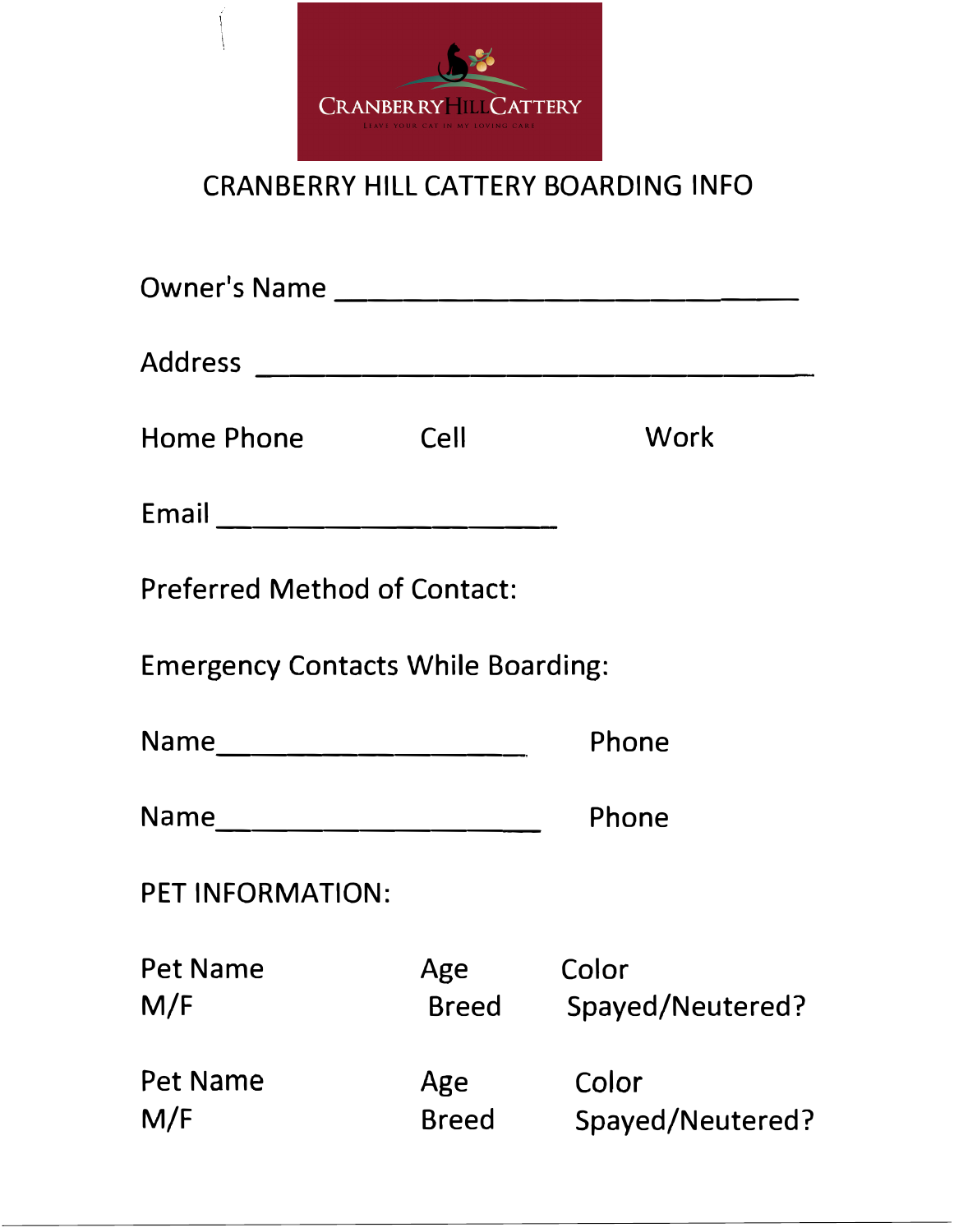CRANBERRY HILL CATTERY

LEAVE YOUR CAT IN MY LOVING CARE

# CRANBERRY HILL CATTERY BOARDING INFO

Owner's Name ______________________________

Address ____________________________________

Home Phone　　　　Cell　　　　Work

Email ______________________

Preferred Method of Contact:

Emergency Contacts While Boarding:

Name____________________　　Phone

Name_____________________　　Phone

PET INFORMATION:

Pet Name　　Age　　Color
M/F　　Breed　　Spayed/Neutered?

Pet Name　　Age　　Color
M/F　　Breed　　Spayed/Neutered?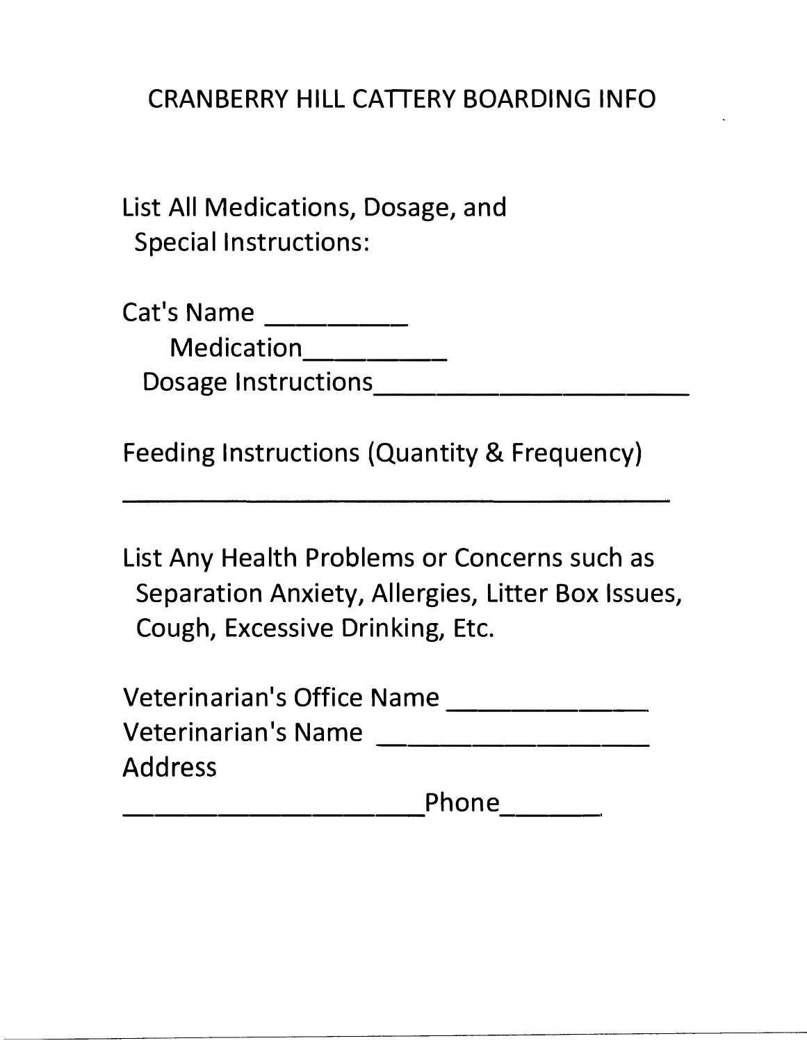# CRANBERRY HILL CATTERY BOARDING INFO

List All Medications, Dosage, and Special Instructions:

Cat's Name __________

Medication__________

Dosage Instructions______________________

Feeding Instructions (Quantity & Frequency)

__________________________________________

List Any Health Problems or Concerns such as Separation Anxiety, Allergies, Litter Box Issues, Cough, Excessive Drinking, Etc.

Veterinarian's Office Name ______________

Veterinarian's Name ___________________

Address

______________________Phone_______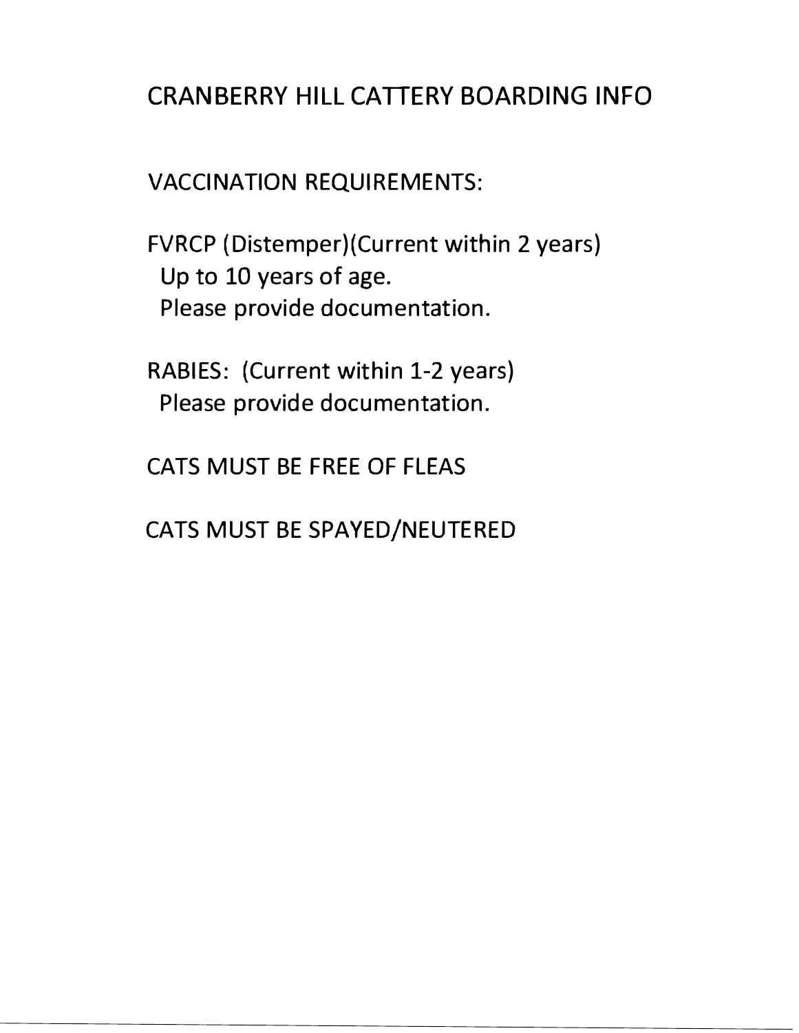# CRANBERRY HILL CATTERY BOARDING INFO

## VACCINATION REQUIREMENTS:

FVRCP (Distemper)(Current within 2 years)
Up to 10 years of age.
Please provide documentation.

RABIES: (Current within 1-2 years)
Please provide documentation.

CATS MUST BE FREE OF FLEAS

CATS MUST BE SPAYED/NEUTERED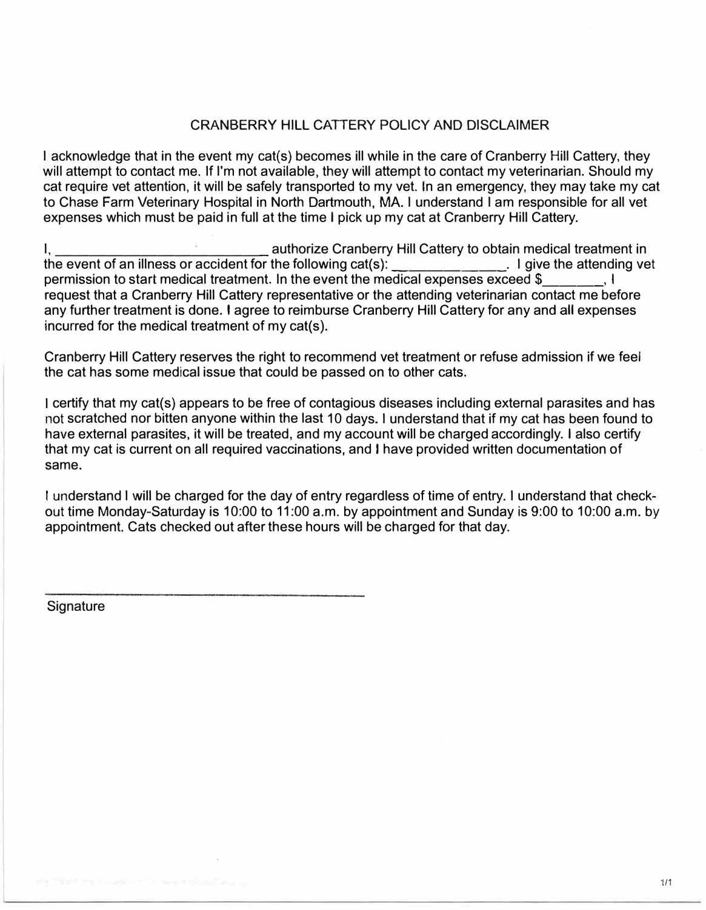# CRANBERRY HILL CATTERY POLICY AND DISCLAIMER

I acknowledge that in the event my cat(s) becomes ill while in the care of Cranberry Hill Cattery, they will attempt to contact me. If I'm not available, they will attempt to contact my veterinarian. Should my cat require vet attention, it will be safely transported to my vet. In an emergency, they may take my cat to Chase Farm Veterinary Hospital in North Dartmouth, MA. I understand I am responsible for all vet expenses which must be paid in full at the time I pick up my cat at Cranberry Hill Cattery.

I, ______________________________ authorize Cranberry Hill Cattery to obtain medical treatment in the event of an illness or accident for the following cat(s): _______________. I give the attending vet permission to start medical treatment. In the event the medical expenses exceed $________, I request that a Cranberry Hill Cattery representative or the attending veterinarian contact me before any further treatment is done. I agree to reimburse Cranberry Hill Cattery for any and all expenses incurred for the medical treatment of my cat(s).

Cranberry Hill Cattery reserves the right to recommend vet treatment or refuse admission if we feel the cat has some medical issue that could be passed on to other cats.

I certify that my cat(s) appears to be free of contagious diseases including external parasites and has not scratched nor bitten anyone within the last 10 days. I understand that if my cat has been found to have external parasites, it will be treated, and my account will be charged accordingly. I also certify that my cat is current on all required vaccinations, and I have provided written documentation of same.

I understand I will be charged for the day of entry regardless of time of entry. I understand that check-out time Monday-Saturday is 10:00 to 11:00 a.m. by appointment and Sunday is 9:00 to 10:00 a.m. by appointment. Cats checked out after these hours will be charged for that day.

_____________________________________

Signature